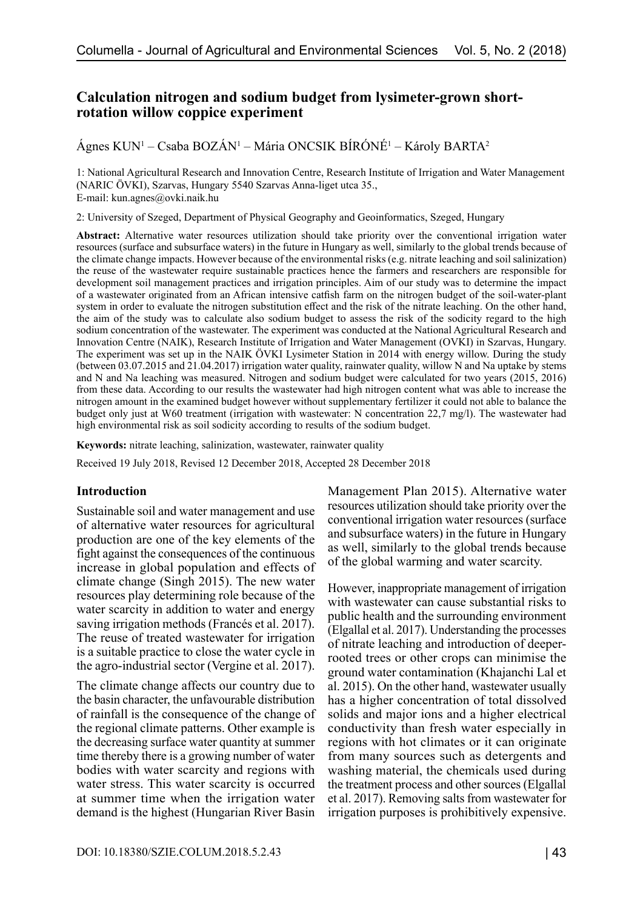# Calculation nitrogen and sodium budget from lysimeter-grown short-rotation willow coppice experiment

Ágnes KUN[1] – Csaba BOZÁN[1] – Mária ONCSIK BÍRÓNÉ[1] – Károly BARTA[2]

1: National Agricultural Research and Innovation Centre, Research Institute of Irrigation and Water Management (NARIC ÖVKI), Szarvas, Hungary 5540 Szarvas Anna-liget utca 35., E-mail: kun.agnes@ovki.naik.hu

2: University of Szeged, Department of Physical Geography and Geoinformatics, Szeged, Hungary

**Abstract:** Alternative water resources utilization should take priority over the conventional irrigation water resources (surface and subsurface waters) in the future in Hungary as well, similarly to the global trends because of the climate change impacts. However because of the environmental risks (e.g. nitrate leaching and soil salinization) the reuse of the wastewater require sustainable practices hence the farmers and researchers are responsible for development soil management practices and irrigation principles. Aim of our study was to determine the impact of a wastewater originated from an African intensive catfish farm on the nitrogen budget of the soil-water-plant system in order to evaluate the nitrogen substitution effect and the risk of the nitrate leaching. On the other hand, the aim of the study was to calculate also sodium budget to assess the risk of the sodicity regard to the high sodium concentration of the wastewater. The experiment was conducted at the National Agricultural Research and Innovation Centre (NAIK), Research Institute of Irrigation and Water Management (OVKI) in Szarvas, Hungary. The experiment was set up in the NAIK ÖVKI Lysimeter Station in 2014 with energy willow. During the study (between 03.07.2015 and 21.04.2017) irrigation water quality, rainwater quality, willow N and Na uptake by stems and N and Na leaching was measured. Nitrogen and sodium budget were calculated for two years (2015, 2016) from these data. According to our results the wastewater had high nitrogen content what was able to increase the nitrogen amount in the examined budget however without supplementary fertilizer it could not able to balance the budget only just at W60 treatment (irrigation with wastewater: N concentration 22,7 mg/l). The wastewater had high environmental risk as soil sodicity according to results of the sodium budget.

**Keywords:** nitrate leaching, salinization, wastewater, rainwater quality

Received 19 July 2018, Revised 12 December 2018, Accepted 28 December 2018

## Introduction

Sustainable soil and water management and use of alternative water resources for agricultural production are one of the key elements of the fight against the consequences of the continuous increase in global population and effects of climate change (Singh 2015). The new water resources play determining role because of the water scarcity in addition to water and energy saving irrigation methods (Francés et al. 2017). The reuse of treated wastewater for irrigation is a suitable practice to close the water cycle in the agro-industrial sector (Vergine et al. 2017).

The climate change affects our country due to the basin character, the unfavourable distribution of rainfall is the consequence of the change of the regional climate patterns. Other example is the decreasing surface water quantity at summer time thereby there is a growing number of water bodies with water scarcity and regions with water stress. This water scarcity is occurred at summer time when the irrigation water demand is the highest (Hungarian River Basin Management Plan 2015). Alternative water resources utilization should take priority over the conventional irrigation water resources (surface and subsurface waters) in the future in Hungary as well, similarly to the global trends because of the global warming and water scarcity.

However, inappropriate management of irrigation with wastewater can cause substantial risks to public health and the surrounding environment (Elgallal et al. 2017). Understanding the processes of nitrate leaching and introduction of deeper-rooted trees or other crops can minimise the ground water contamination (Khajanchi Lal et al. 2015). On the other hand, wastewater usually has a higher concentration of total dissolved solids and major ions and a higher electrical conductivity than fresh water especially in regions with hot climates or it can originate from many sources such as detergents and washing material, the chemicals used during the treatment process and other sources (Elgallal et al. 2017). Removing salts from wastewater for irrigation purposes is prohibitively expensive.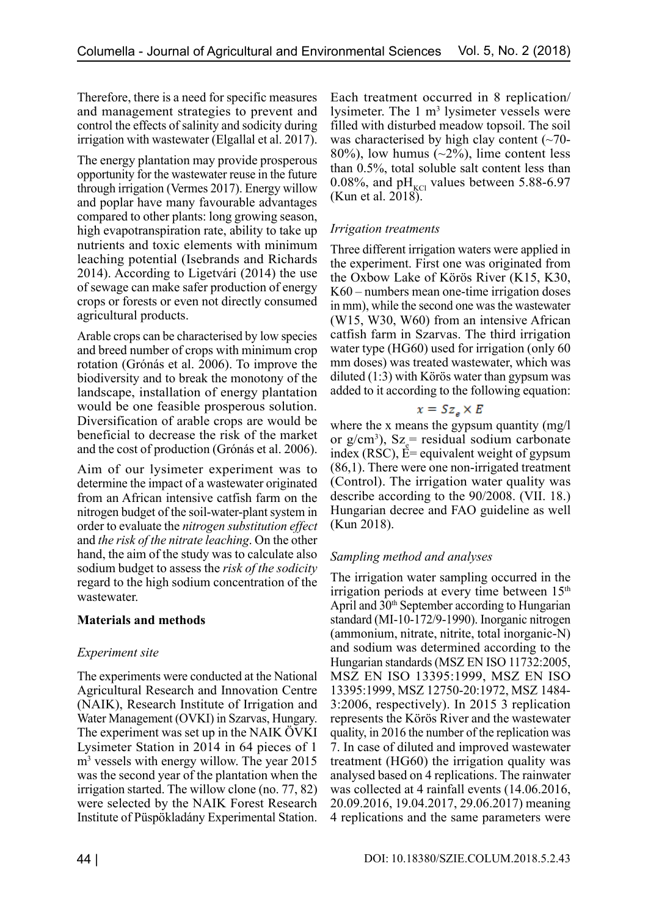Therefore, there is a need for specific measures and management strategies to prevent and control the effects of salinity and sodicity during irrigation with wastewater (Elgallal et al. 2017).

The energy plantation may provide prosperous opportunity for the wastewater reuse in the future through irrigation (Vermes 2017). Energy willow and poplar have many favourable advantages compared to other plants: long growing season, high evapotranspiration rate, ability to take up nutrients and toxic elements with minimum leaching potential (Isebrands and Richards 2014). According to Ligetvári (2014) the use of sewage can make safer production of energy crops or forests or even not directly consumed agricultural products.

Arable crops can be characterised by low species and breed number of crops with minimum crop rotation (Grónás et al. 2006). To improve the biodiversity and to break the monotony of the landscape, installation of energy plantation would be one feasible prosperous solution. Diversification of arable crops are would be beneficial to decrease the risk of the market and the cost of production (Grónás et al. 2006).

Aim of our lysimeter experiment was to determine the impact of a wastewater originated from an African intensive catfish farm on the nitrogen budget of the soil-water-plant system in order to evaluate the *nitrogen substitution effect* and *the risk of the nitrate leaching*. On the other hand, the aim of the study was to calculate also sodium budget to assess the *risk of the sodicity* regard to the high sodium concentration of the wastewater.

## Materials and methods

### *Experiment site*

The experiments were conducted at the National Agricultural Research and Innovation Centre (NAIK), Research Institute of Irrigation and Water Management (OVKI) in Szarvas, Hungary. The experiment was set up in the NAIK ÖVKI Lysimeter Station in 2014 in 64 pieces of 1 $m^3$ vessels with energy willow. The year 2015 was the second year of the plantation when the irrigation started. The willow clone (no. 77, 82) were selected by the NAIK Forest Research Institute of Püspökladány Experimental Station. Each treatment occurred in 8 replication/lysimeter. The 1 $m^3$ lysimeter vessels were filled with disturbed meadow topsoil. The soil was characterised by high clay content (~70-80%), low humus (~2%), lime content less than 0.5%, total soluble salt content less than 0.08%, and $pH_{KCl}$ values between 5.88-6.97 (Kun et al. 2018).

### *Irrigation treatments*

Three different irrigation waters were applied in the experiment. First one was originated from the Oxbow Lake of Körös River (K15, K30, K60 – numbers mean one-time irrigation doses in mm), while the second one was the wastewater (W15, W30, W60) from an intensive African catfish farm in Szarvas. The third irrigation water type (HG60) used for irrigation (only 60 mm doses) was treated wastewater, which was diluted (1:3) with Körös water than gypsum was added to it according to the following equation:

$$x = Sz_e \times E$$

where the x means the gypsum quantity (mg/l or g/$cm^3$), $Sz_e$= residual sodium carbonate index (RSC), E= equivalent weight of gypsum (86,1). There were one non-irrigated treatment (Control). The irrigation water quality was describe according to the 90/2008. (VII. 18.) Hungarian decree and FAO guideline as well (Kun 2018).

### *Sampling method and analyses*

The irrigation water sampling occurred in the irrigation periods at every time between 15th April and 30th September according to Hungarian standard (MI-10-172/9-1990). Inorganic nitrogen (ammonium, nitrate, nitrite, total inorganic-N) and sodium was determined according to the Hungarian standards (MSZ EN ISO 11732:2005, MSZ EN ISO 13395:1999, MSZ EN ISO 13395:1999, MSZ 12750-20:1972, MSZ 1484-3:2006, respectively). In 2015 3 replication represents the Körös River and the wastewater quality, in 2016 the number of the replication was 7. In case of diluted and improved wastewater treatment (HG60) the irrigation quality was analysed based on 4 replications. The rainwater was collected at 4 rainfall events (14.06.2016, 20.09.2016, 19.04.2017, 29.06.2017) meaning 4 replications and the same parameters were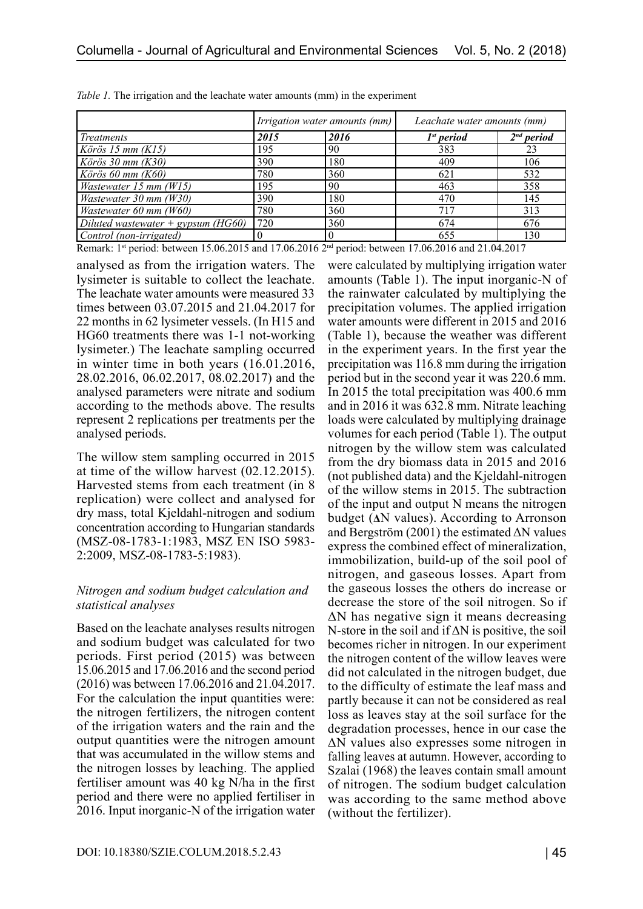*Table 1.* The irrigation and the leachate water amounts (mm) in the experiment

| | *Irrigation water amounts (mm)* | | *Leachate water amounts (mm)* | |
|---|---|---|---|---|
| *Treatments* | ***2015*** | ***2016*** | ***1st period*** | ***2nd period*** |
| *Körös 15 mm (K15)* | 195 | 90 | 383 | 23 |
| *Körös 30 mm (K30)* | 390 | 180 | 409 | 106 |
| *Körös 60 mm (K60)* | 780 | 360 | 621 | 532 |
| *Wastewater 15 mm (W15)* | 195 | 90 | 463 | 358 |
| *Wastewater 30 mm (W30)* | 390 | 180 | 470 | 145 |
| *Wastewater 60 mm (W60)* | 780 | 360 | 717 | 313 |
| *Diluted wastewater + gypsum (HG60)* | 720 | 360 | 674 | 676 |
| *Control (non-irrigated)* | 0 | 0 | 655 | 130 |

Remark: 1st period: between 15.06.2015 and 17.06.2016 2nd period: between 17.06.2016 and 21.04.2017

analysed as from the irrigation waters. The lysimeter is suitable to collect the leachate. The leachate water amounts were measured 33 times between 03.07.2015 and 21.04.2017 for 22 months in 62 lysimeter vessels. (In H15 and HG60 treatments there was 1-1 not-working lysimeter.) The leachate sampling occurred in winter time in both years (16.01.2016, 28.02.2016, 06.02.2017, 08.02.2017) and the analysed parameters were nitrate and sodium according to the methods above. The results represent 2 replications per treatments per the analysed periods.

The willow stem sampling occurred in 2015 at time of the willow harvest (02.12.2015). Harvested stems from each treatment (in 8 replication) were collect and analysed for dry mass, total Kjeldahl-nitrogen and sodium concentration according to Hungarian standards (MSZ-08-1783-1:1983, MSZ EN ISO 5983-2:2009, MSZ-08-1783-5:1983).

### *Nitrogen and sodium budget calculation and statistical analyses*

Based on the leachate analyses results nitrogen and sodium budget was calculated for two periods. First period (2015) was between 15.06.2015 and 17.06.2016 and the second period (2016) was between 17.06.2016 and 21.04.2017. For the calculation the input quantities were: the nitrogen fertilizers, the nitrogen content of the irrigation waters and the rain and the output quantities were the nitrogen amount that was accumulated in the willow stems and the nitrogen losses by leaching. The applied fertiliser amount was 40 kg N/ha in the first period and there were no applied fertiliser in 2016. Input inorganic-N of the irrigation water were calculated by multiplying irrigation water amounts (Table 1). The input inorganic-N of the rainwater calculated by multiplying the precipitation volumes. The applied irrigation water amounts were different in 2015 and 2016 (Table 1), because the weather was different in the experiment years. In the first year the precipitation was 116.8 mm during the irrigation period but in the second year it was 220.6 mm. In 2015 the total precipitation was 400.6 mm and in 2016 it was 632.8 mm. Nitrate leaching loads were calculated by multiplying drainage volumes for each period (Table 1). The output nitrogen by the willow stem was calculated from the dry biomass data in 2015 and 2016 (not published data) and the Kjeldahl-nitrogen of the willow stems in 2015. The subtraction of the input and output N means the nitrogen budget (ΔN values). According to Arronson and Bergström (2001) the estimated ΔN values express the combined effect of mineralization, immobilization, build-up of the soil pool of nitrogen, and gaseous losses. Apart from the gaseous losses the others do increase or decrease the store of the soil nitrogen. So if ΔN has negative sign it means decreasing N-store in the soil and if ΔN is positive, the soil becomes richer in nitrogen. In our experiment the nitrogen content of the willow leaves were did not calculated in the nitrogen budget, due to the difficulty of estimate the leaf mass and partly because it can not be considered as real loss as leaves stay at the soil surface for the degradation processes, hence in our case the ΔN values also expresses some nitrogen in falling leaves at autumn. However, according to Szalai (1968) the leaves contain small amount of nitrogen. The sodium budget calculation was according to the same method above (without the fertilizer).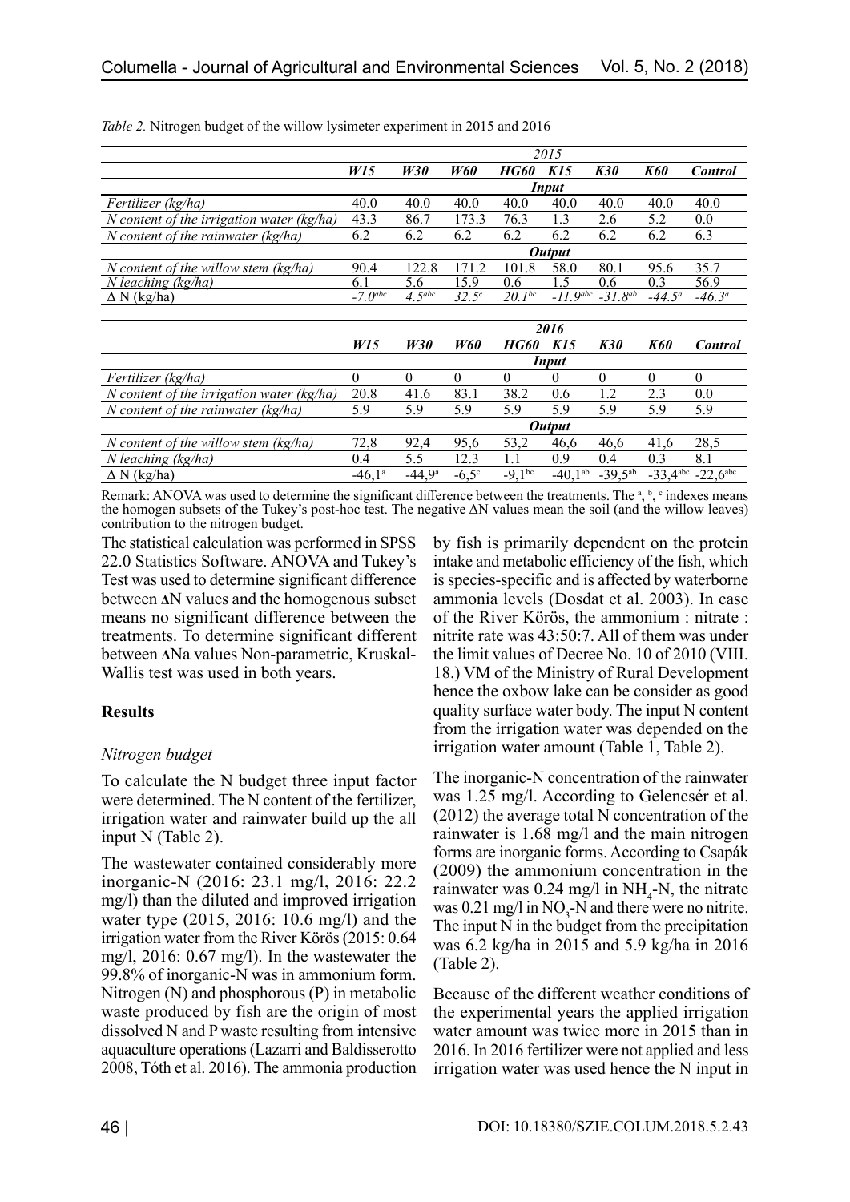*Table 2.* Nitrogen budget of the willow lysimeter experiment in 2015 and 2016

| | 2015 | | | | | | | |
|---|---|---|---|---|---|---|---|---|
| | **W15** | **W30** | **W60** | **HG60** | **K15** | **K30** | **K60** | **Control** |
| | **Input** | | | | | | | |
| *Fertilizer (kg/ha)* | 40.0 | 40.0 | 40.0 | 40.0 | 40.0 | 40.0 | 40.0 | 40.0 |
| *N content of the irrigation water (kg/ha)* | 43.3 | 86.7 | 173.3 | 76.3 | 1.3 | 2.6 | 5.2 | 0.0 |
| *N content of the rainwater (kg/ha)* | 6.2 | 6.2 | 6.2 | 6.2 | 6.2 | 6.2 | 6.2 | 6.3 |
| | **Output** | | | | | | | |
| *N content of the willow stem (kg/ha)* | 90.4 | 122.8 | 171.2 | 101.8 | 58.0 | 80.1 | 95.6 | 35.7 |
| *N leaching (kg/ha)* | 6.1 | 5.6 | 15.9 | 0.6 | 1.5 | 0.6 | 0.3 | 56.9 |
| *Δ N (kg/ha)* | -7.0[abc] | 4.5[abc] | 32.5[c] | 20.1[bc] | -11.9[abc] | -31.8[ab] | -44.5[a] | -46.3[a] |

| | 2016 | | | | | | | |
|---|---|---|---|---|---|---|---|---|
| | **W15** | **W30** | **W60** | **HG60** | **K15** | **K30** | **K60** | **Control** |
| | **Input** | | | | | | | |
| *Fertilizer (kg/ha)* | 0 | 0 | 0 | 0 | 0 | 0 | 0 | 0 |
| *N content of the irrigation water (kg/ha)* | 20.8 | 41.6 | 83.1 | 38.2 | 0.6 | 1.2 | 2.3 | 0.0 |
| *N content of the rainwater (kg/ha)* | 5.9 | 5.9 | 5.9 | 5.9 | 5.9 | 5.9 | 5.9 | 5.9 |
| | **Output** | | | | | | | |
| *N content of the willow stem (kg/ha)* | 72,8 | 92,4 | 95,6 | 53,2 | 46,6 | 46,6 | 41,6 | 28,5 |
| *N leaching (kg/ha)* | 0.4 | 5.5 | 12.3 | 1.1 | 0.9 | 0.4 | 0.3 | 8.1 |
| *Δ N (kg/ha)* | -46,1[a] | -44,9[a] | -6,5[c] | -9,1[bc] | -40,1[ab] | -39,5[ab] | -33,4[abc] | -22,6[abc] |

Remark: ANOVA was used to determine the significant difference between the treatments. The [a], [b], [c] indexes means the homogen subsets of the Tukey's post-hoc test. The negative ΔN values mean the soil (and the willow leaves) contribution to the nitrogen budget.

The statistical calculation was performed in SPSS 22.0 Statistics Software. ANOVA and Tukey's Test was used to determine significant difference between **Δ**N values and the homogenous subset means no significant difference between the treatments. To determine significant different between **Δ**Na values Non-parametric, Kruskal-Wallis test was used in both years.

## Results

### *Nitrogen budget*

To calculate the N budget three input factor were determined. The N content of the fertilizer, irrigation water and rainwater build up the all input N (Table 2).

The wastewater contained considerably more inorganic-N (2016: 23.1 mg/l, 2016: 22.2 mg/l) than the diluted and improved irrigation water type (2015, 2016: 10.6 mg/l) and the irrigation water from the River Körös (2015: 0.64 mg/l, 2016: 0.67 mg/l). In the wastewater the 99.8% of inorganic-N was in ammonium form. Nitrogen (N) and phosphorous (P) in metabolic waste produced by fish are the origin of most dissolved N and P waste resulting from intensive aquaculture operations (Lazarri and Baldisserotto 2008, Tóth et al. 2016). The ammonia production by fish is primarily dependent on the protein intake and metabolic efficiency of the fish, which is species-specific and is affected by waterborne ammonia levels (Dosdat et al. 2003). In case of the River Körös, the ammonium : nitrate : nitrite rate was 43:50:7. All of them was under the limit values of Decree No. 10 of 2010 (VIII. 18.) VM of the Ministry of Rural Development hence the oxbow lake can be consider as good quality surface water body. The input N content from the irrigation water was depended on the irrigation water amount (Table 1, Table 2).

The inorganic-N concentration of the rainwater was 1.25 mg/l. According to Gelencsér et al. (2012) the average total N concentration of the rainwater is 1.68 mg/l and the main nitrogen forms are inorganic forms. According to Csapák (2009) the ammonium concentration in the rainwater was 0.24 mg/l in $NH_4$-N, the nitrate was 0.21 mg/l in $NO_3$-N and there were no nitrite. The input N in the budget from the precipitation was 6.2 kg/ha in 2015 and 5.9 kg/ha in 2016 (Table 2).

Because of the different weather conditions of the experimental years the applied irrigation water amount was twice more in 2015 than in 2016. In 2016 fertilizer were not applied and less irrigation water was used hence the N input in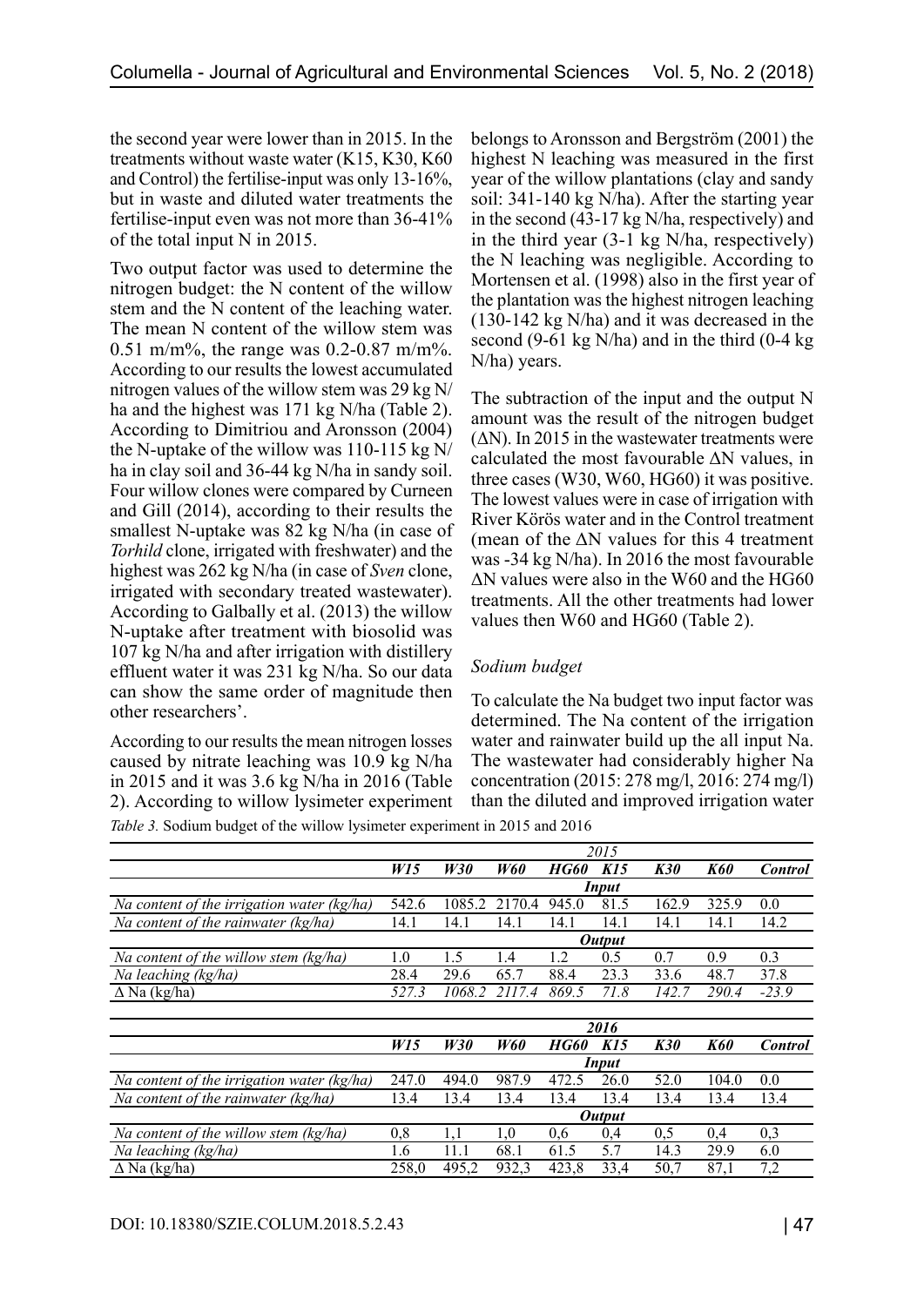the second year were lower than in 2015. In the treatments without waste water (K15, K30, K60 and Control) the fertilise-input was only 13-16%, but in waste and diluted water treatments the fertilise-input even was not more than 36-41% of the total input N in 2015.

Two output factor was used to determine the nitrogen budget: the N content of the willow stem and the N content of the leaching water. The mean N content of the willow stem was 0.51 m/m%, the range was 0.2-0.87 m/m%. According to our results the lowest accumulated nitrogen values of the willow stem was 29 kg N/ha and the highest was 171 kg N/ha (Table 2). According to Dimitriou and Aronsson (2004) the N-uptake of the willow was 110-115 kg N/ha in clay soil and 36-44 kg N/ha in sandy soil. Four willow clones were compared by Curneen and Gill (2014), according to their results the smallest N-uptake was 82 kg N/ha (in case of *Torhild* clone, irrigated with freshwater) and the highest was 262 kg N/ha (in case of *Sven* clone, irrigated with secondary treated wastewater). According to Galbally et al. (2013) the willow N-uptake after treatment with biosolid was 107 kg N/ha and after irrigation with distillery effluent water it was 231 kg N/ha. So our data can show the same order of magnitude then other researchers'.

According to our results the mean nitrogen losses caused by nitrate leaching was 10.9 kg N/ha in 2015 and it was 3.6 kg N/ha in 2016 (Table 2). According to willow lysimeter experiment belongs to Aronsson and Bergström (2001) the highest N leaching was measured in the first year of the willow plantations (clay and sandy soil: 341-140 kg N/ha). After the starting year in the second (43-17 kg N/ha, respectively) and in the third year (3-1 kg N/ha, respectively) the N leaching was negligible. According to Mortensen et al. (1998) also in the first year of the plantation was the highest nitrogen leaching (130-142 kg N/ha) and it was decreased in the second (9-61 kg N/ha) and in the third (0-4 kg N/ha) years.

The subtraction of the input and the output N amount was the result of the nitrogen budget (ΔN). In 2015 in the wastewater treatments were calculated the most favourable ΔN values, in three cases (W30, W60, HG60) it was positive. The lowest values were in case of irrigation with River Körös water and in the Control treatment (mean of the ΔN values for this 4 treatment was -34 kg N/ha). In 2016 the most favourable ΔN values were also in the W60 and the HG60 treatments. All the other treatments had lower values then W60 and HG60 (Table 2).

*Sodium budget*

To calculate the Na budget two input factor was determined. The Na content of the irrigation water and rainwater build up the all input Na. The wastewater had considerably higher Na concentration (2015: 278 mg/l, 2016: 274 mg/l) than the diluted and improved irrigation water

*Table 3.* Sodium budget of the willow lysimeter experiment in 2015 and 2016

| | 2015 | | | | | | | |
|---|---|---|---|---|---|---|---|---|
| | ***W15*** | ***W30*** | ***W60*** | ***HG60*** | ***K15*** | ***K30*** | ***K60*** | ***Control*** |
| | ***Input*** | | | | | | | |
| *Na content of the irrigation water (kg/ha)* | 542.6 | 1085.2 | 2170.4 | 945.0 | 81.5 | 162.9 | 325.9 | 0.0 |
| *Na content of the rainwater (kg/ha)* | 14.1 | 14.1 | 14.1 | 14.1 | 14.1 | 14.1 | 14.1 | 14.2 |
| | ***Output*** | | | | | | | |
| *Na content of the willow stem (kg/ha)* | 1.0 | 1.5 | 1.4 | 1.2 | 0.5 | 0.7 | 0.9 | 0.3 |
| *Na leaching (kg/ha)* | 28.4 | 29.6 | 65.7 | 88.4 | 23.3 | 33.6 | 48.7 | 37.8 |
| *Δ Na (kg/ha)* | *527.3* | *1068.2* | *2117.4* | *869.5* | *71.8* | *142.7* | *290.4* | *-23.9* |

| | 2016 | | | | | | | |
|---|---|---|---|---|---|---|---|---|
| | ***W15*** | ***W30*** | ***W60*** | ***HG60*** | ***K15*** | ***K30*** | ***K60*** | ***Control*** |
| | ***Input*** | | | | | | | |
| *Na content of the irrigation water (kg/ha)* | 247.0 | 494.0 | 987.9 | 472.5 | 26.0 | 52.0 | 104.0 | 0.0 |
| *Na content of the rainwater (kg/ha)* | 13.4 | 13.4 | 13.4 | 13.4 | 13.4 | 13.4 | 13.4 | 13.4 |
| | ***Output*** | | | | | | | |
| *Na content of the willow stem (kg/ha)* | 0,8 | 1,1 | 1,0 | 0,6 | 0,4 | 0,5 | 0,4 | 0,3 |
| *Na leaching (kg/ha)* | 1.6 | 11.1 | 68.1 | 61.5 | 5.7 | 14.3 | 29.9 | 6.0 |
| *Δ Na (kg/ha)* | 258,0 | 495,2 | 932,3 | 423,8 | 33,4 | 50,7 | 87,1 | 7,2 |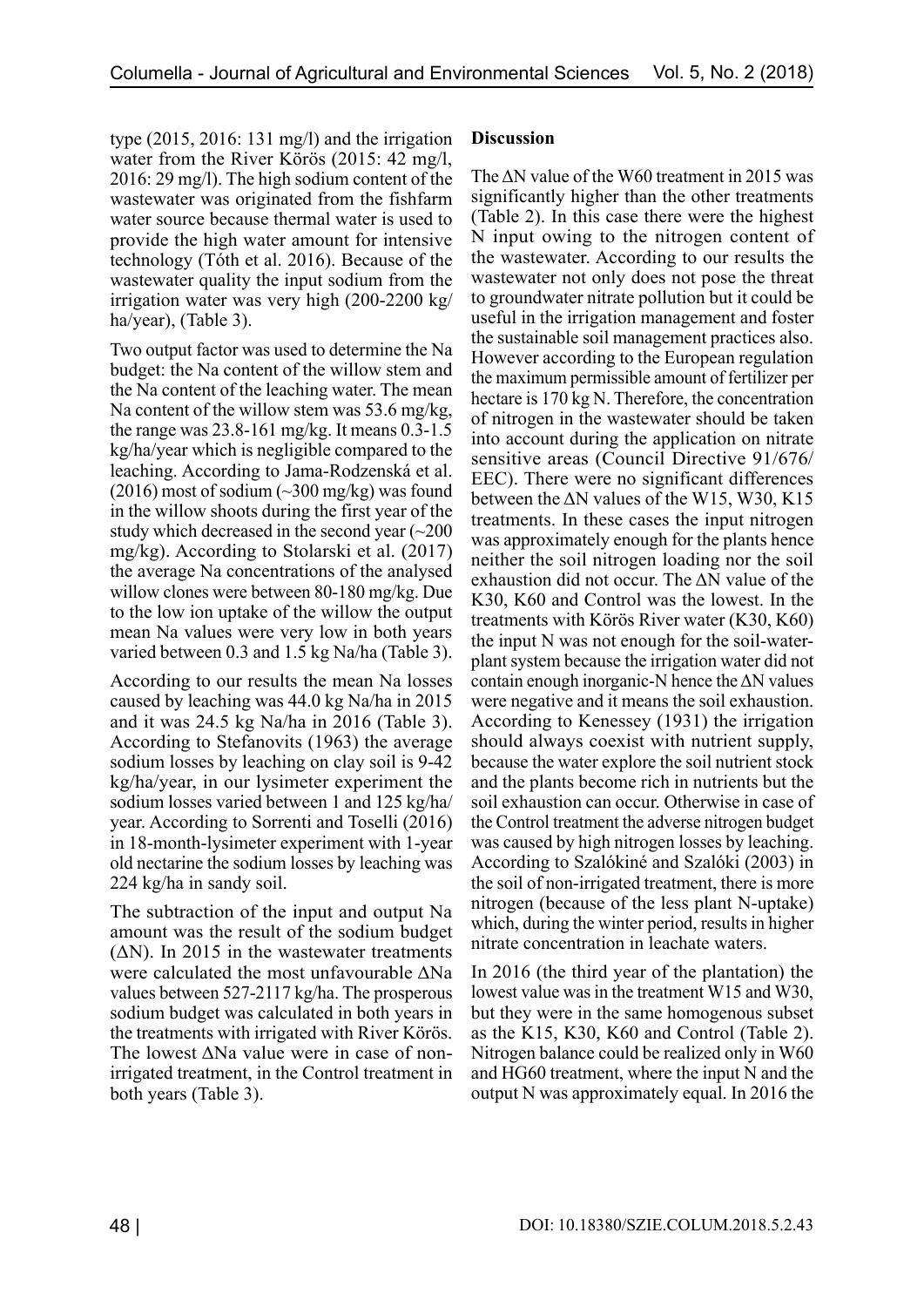type (2015, 2016: 131 mg/l) and the irrigation water from the River Körös (2015: 42 mg/l, 2016: 29 mg/l). The high sodium content of the wastewater was originated from the fishfarm water source because thermal water is used to provide the high water amount for intensive technology (Tóth et al. 2016). Because of the wastewater quality the input sodium from the irrigation water was very high (200-2200 kg/ha/year), (Table 3).

Two output factor was used to determine the Na budget: the Na content of the willow stem and the Na content of the leaching water. The mean Na content of the willow stem was 53.6 mg/kg, the range was 23.8-161 mg/kg. It means 0.3-1.5 kg/ha/year which is negligible compared to the leaching. According to Jama-Rodzenská et al. (2016) most of sodium (~300 mg/kg) was found in the willow shoots during the first year of the study which decreased in the second year (~200 mg/kg). According to Stolarski et al. (2017) the average Na concentrations of the analysed willow clones were between 80-180 mg/kg. Due to the low ion uptake of the willow the output mean Na values were very low in both years varied between 0.3 and 1.5 kg Na/ha (Table 3).

According to our results the mean Na losses caused by leaching was 44.0 kg Na/ha in 2015 and it was 24.5 kg Na/ha in 2016 (Table 3). According to Stefanovits (1963) the average sodium losses by leaching on clay soil is 9-42 kg/ha/year, in our lysimeter experiment the sodium losses varied between 1 and 125 kg/ha/year. According to Sorrenti and Toselli (2016) in 18-month-lysimeter experiment with 1-year old nectarine the sodium losses by leaching was 224 kg/ha in sandy soil.

The subtraction of the input and output Na amount was the result of the sodium budget (ΔN). In 2015 in the wastewater treatments were calculated the most unfavourable ΔNa values between 527-2117 kg/ha. The prosperous sodium budget was calculated in both years in the treatments with irrigated with River Körös. The lowest ΔNa value were in case of non-irrigated treatment, in the Control treatment in both years (Table 3).

**Discussion**

The ΔN value of the W60 treatment in 2015 was significantly higher than the other treatments (Table 2). In this case there were the highest N input owing to the nitrogen content of the wastewater. According to our results the wastewater not only does not pose the threat to groundwater nitrate pollution but it could be useful in the irrigation management and foster the sustainable soil management practices also. However according to the European regulation the maximum permissible amount of fertilizer per hectare is 170 kg N. Therefore, the concentration of nitrogen in the wastewater should be taken into account during the application on nitrate sensitive areas (Council Directive 91/676/EEC). There were no significant differences between the ΔN values of the W15, W30, K15 treatments. In these cases the input nitrogen was approximately enough for the plants hence neither the soil nitrogen loading nor the soil exhaustion did not occur. The ΔN value of the K30, K60 and Control was the lowest. In the treatments with Körös River water (K30, K60) the input N was not enough for the soil-water-plant system because the irrigation water did not contain enough inorganic-N hence the ΔN values were negative and it means the soil exhaustion. According to Kenessey (1931) the irrigation should always coexist with nutrient supply, because the water explore the soil nutrient stock and the plants become rich in nutrients but the soil exhaustion can occur. Otherwise in case of the Control treatment the adverse nitrogen budget was caused by high nitrogen losses by leaching. According to Szalókiné and Szalóki (2003) in the soil of non-irrigated treatment, there is more nitrogen (because of the less plant N-uptake) which, during the winter period, results in higher nitrate concentration in leachate waters.

In 2016 (the third year of the plantation) the lowest value was in the treatment W15 and W30, but they were in the same homogenous subset as the K15, K30, K60 and Control (Table 2). Nitrogen balance could be realized only in W60 and HG60 treatment, where the input N and the output N was approximately equal. In 2016 the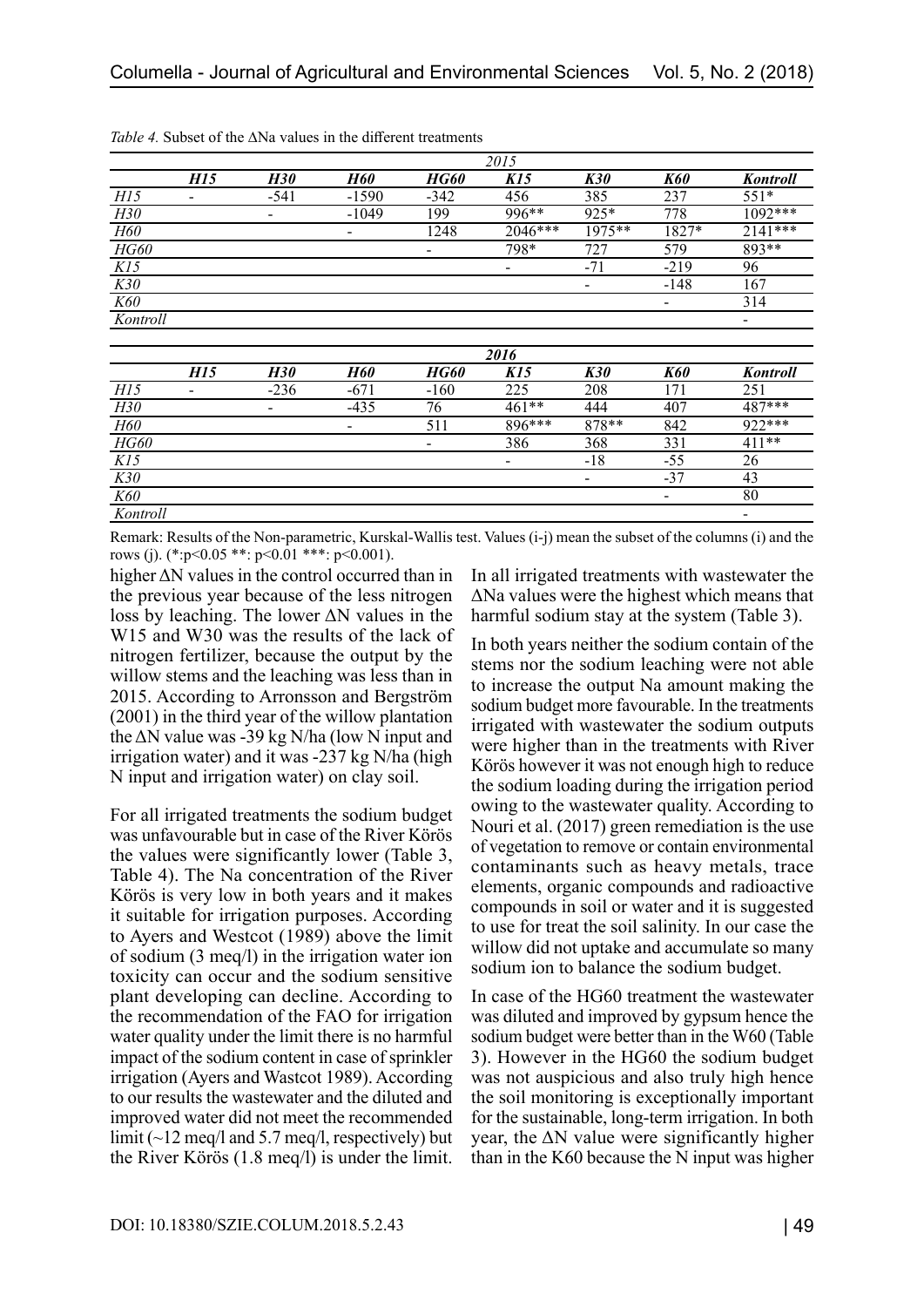*Table 4.* Subset of the ΔNa values in the different treatments

| | | | | | 2015 | | | |
|---|---|---|---|---|---|---|---|---|
| | ***H15*** | ***H30*** | ***H60*** | ***HG60*** | ***K15*** | ***K30*** | ***K60*** | ***Kontroll*** |
| *H15* | - | -541 | -1590 | -342 | 456 | 385 | 237 | 551* |
| *H30* | | - | -1049 | 199 | 996** | 925* | 778 | 1092*** |
| *H60* | | | - | 1248 | 2046*** | 1975** | 1827* | 2141*** |
| *HG60* | | | | - | 798* | 727 | 579 | 893** |
| *K15* | | | | | - | -71 | -219 | 96 |
| *K30* | | | | | | - | -148 | 167 |
| *K60* | | | | | | | - | 314 |
| *Kontroll* | | | | | | | | - |

| | | | | | 2016 | | | |
|---|---|---|---|---|---|---|---|---|
| | ***H15*** | ***H30*** | ***H60*** | ***HG60*** | ***K15*** | ***K30*** | ***K60*** | ***Kontroll*** |
| *H15* | - | -236 | -671 | -160 | 225 | 208 | 171 | 251 |
| *H30* | | - | -435 | 76 | 461** | 444 | 407 | 487*** |
| *H60* | | | - | 511 | 896*** | 878** | 842 | 922*** |
| *HG60* | | | | - | 386 | 368 | 331 | 411** |
| *K15* | | | | | - | -18 | -55 | 26 |
| *K30* | | | | | | - | -37 | 43 |
| *K60* | | | | | | | - | 80 |
| *Kontroll* | | | | | | | | - |

Remark: Results of the Non-parametric, Kurskal-Wallis test. Values (i-j) mean the subset of the columns (i) and the rows (j). (*:p<0.05 **: p<0.01 ***: p<0.001).

higher ΔN values in the control occurred than in the previous year because of the less nitrogen loss by leaching. The lower ΔN values in the W15 and W30 was the results of the lack of nitrogen fertilizer, because the output by the willow stems and the leaching was less than in 2015. According to Arronsson and Bergström (2001) in the third year of the willow plantation the ΔN value was -39 kg N/ha (low N input and irrigation water) and it was -237 kg N/ha (high N input and irrigation water) on clay soil.

For all irrigated treatments the sodium budget was unfavourable but in case of the River Körös the values were significantly lower (Table 3, Table 4). The Na concentration of the River Körös is very low in both years and it makes it suitable for irrigation purposes. According to Ayers and Westcot (1989) above the limit of sodium (3 meq/l) in the irrigation water ion toxicity can occur and the sodium sensitive plant developing can decline. According to the recommendation of the FAO for irrigation water quality under the limit there is no harmful impact of the sodium content in case of sprinkler irrigation (Ayers and Wastcot 1989). According to our results the wastewater and the diluted and improved water did not meet the recommended limit (~12 meq/l and 5.7 meq/l, respectively) but the River Körös (1.8 meq/l) is under the limit.

In all irrigated treatments with wastewater the ΔNa values were the highest which means that harmful sodium stay at the system (Table 3).

In both years neither the sodium contain of the stems nor the sodium leaching were not able to increase the output Na amount making the sodium budget more favourable. In the treatments irrigated with wastewater the sodium outputs were higher than in the treatments with River Körös however it was not enough high to reduce the sodium loading during the irrigation period owing to the wastewater quality. According to Nouri et al. (2017) green remediation is the use of vegetation to remove or contain environmental contaminants such as heavy metals, trace elements, organic compounds and radioactive compounds in soil or water and it is suggested to use for treat the soil salinity. In our case the willow did not uptake and accumulate so many sodium ion to balance the sodium budget.

In case of the HG60 treatment the wastewater was diluted and improved by gypsum hence the sodium budget were better than in the W60 (Table 3). However in the HG60 the sodium budget was not auspicious and also truly high hence the soil monitoring is exceptionally important for the sustainable, long-term irrigation. In both year, the ΔN value were significantly higher than in the K60 because the N input was higher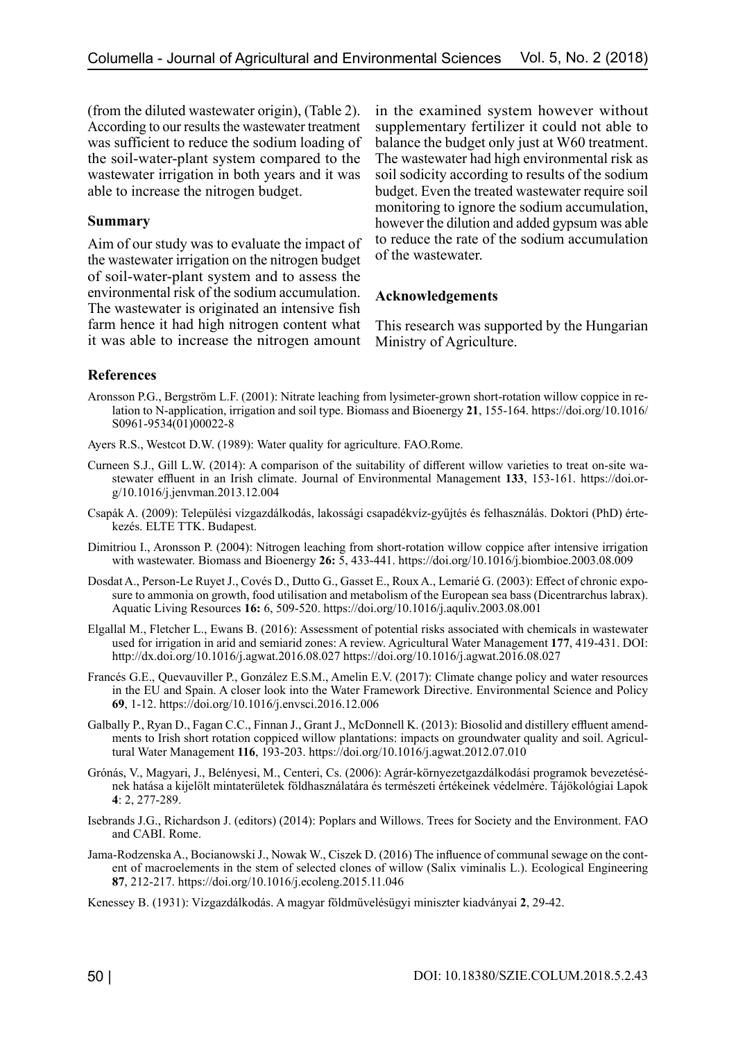(from the diluted wastewater origin), (Table 2). According to our results the wastewater treatment was sufficient to reduce the sodium loading of the soil-water-plant system compared to the wastewater irrigation in both years and it was able to increase the nitrogen budget.

## Summary

Aim of our study was to evaluate the impact of the wastewater irrigation on the nitrogen budget of soil-water-plant system and to assess the environmental risk of the sodium accumulation. The wastewater is originated an intensive fish farm hence it had high nitrogen content what it was able to increase the nitrogen amount in the examined system however without supplementary fertilizer it could not able to balance the budget only just at W60 treatment. The wastewater had high environmental risk as soil sodicity according to results of the sodium budget. Even the treated wastewater require soil monitoring to ignore the sodium accumulation, however the dilution and added gypsum was able to reduce the rate of the sodium accumulation of the wastewater.

## Acknowledgements

This research was supported by the Hungarian Ministry of Agriculture.

## References

Aronsson P.G., Bergström L.F. (2001): Nitrate leaching from lysimeter-grown short-rotation willow coppice in relation to N-application, irrigation and soil type. Biomass and Bioenergy **21**, 155-164. https://doi.org/10.1016/S0961-9534(01)00022-8

Ayers R.S., Westcot D.W. (1989): Water quality for agriculture. FAO.Rome.

Curneen S.J., Gill L.W. (2014): A comparison of the suitability of different willow varieties to treat on-site wastewater effluent in an Irish climate. Journal of Environmental Management **133**, 153-161. https://doi.org/10.1016/j.jenvman.2013.12.004

Csapák A. (2009): Települési vízgazdálkodás, lakossági csapadékvíz-gyűjtés és felhasználás. Doktori (PhD) értekezés. ELTE TTK. Budapest.

Dimitriou I., Aronsson P. (2004): Nitrogen leaching from short-rotation willow coppice after intensive irrigation with wastewater. Biomass and Bioenergy **26:** 5, 433-441. https://doi.org/10.1016/j.biombioe.2003.08.009

Dosdat A., Person-Le Ruyet J., Covés D., Dutto G., Gasset E., Roux A., Lemarié G. (2003): Effect of chronic exposure to ammonia on growth, food utilisation and metabolism of the European sea bass (Dicentrarchus labrax). Aquatic Living Resources **16:** 6, 509-520. https://doi.org/10.1016/j.aquliv.2003.08.001

Elgallal M., Fletcher L., Ewans B. (2016): Assessment of potential risks associated with chemicals in wastewater used for irrigation in arid and semiarid zones: A review. Agricultural Water Management **177**, 419-431. DOI: http://dx.doi.org/10.1016/j.agwat.2016.08.027 https://doi.org/10.1016/j.agwat.2016.08.027

Francés G.E., Quevauviller P., González E.S.M., Amelin E.V. (2017): Climate change policy and water resources in the EU and Spain. A closer look into the Water Framework Directive. Environmental Science and Policy **69**, 1-12. https://doi.org/10.1016/j.envsci.2016.12.006

Galbally P., Ryan D., Fagan C.C., Finnan J., Grant J., McDonnell K. (2013): Biosolid and distillery effluent amendments to Irish short rotation coppiced willow plantations: impacts on groundwater quality and soil. Agricultural Water Management **116**, 193-203. https://doi.org/10.1016/j.agwat.2012.07.010

Grónás, V., Magyari, J., Belényesi, M., Centeri, Cs. (2006): Agrár-környezetgazdálkodási programok bevezetésének hatása a kijelölt mintaterületek földhasználatára és természeti értékeinek védelmére. Tájökológiai Lapok **4**: 2, 277-289.

Isebrands J.G., Richardson J. (editors) (2014): Poplars and Willows. Trees for Society and the Environment. FAO and CABI. Rome.

Jama-Rodzenska A., Bocianowski J., Nowak W., Ciszek D. (2016) The influence of communal sewage on the content of macroelements in the stem of selected clones of willow (Salix viminalis L.). Ecological Engineering **87**, 212-217. https://doi.org/10.1016/j.ecoleng.2015.11.046

Kenessey B. (1931): Vízgazdálkodás. A magyar földművelésügyi miniszter kiadványai **2**, 29-42.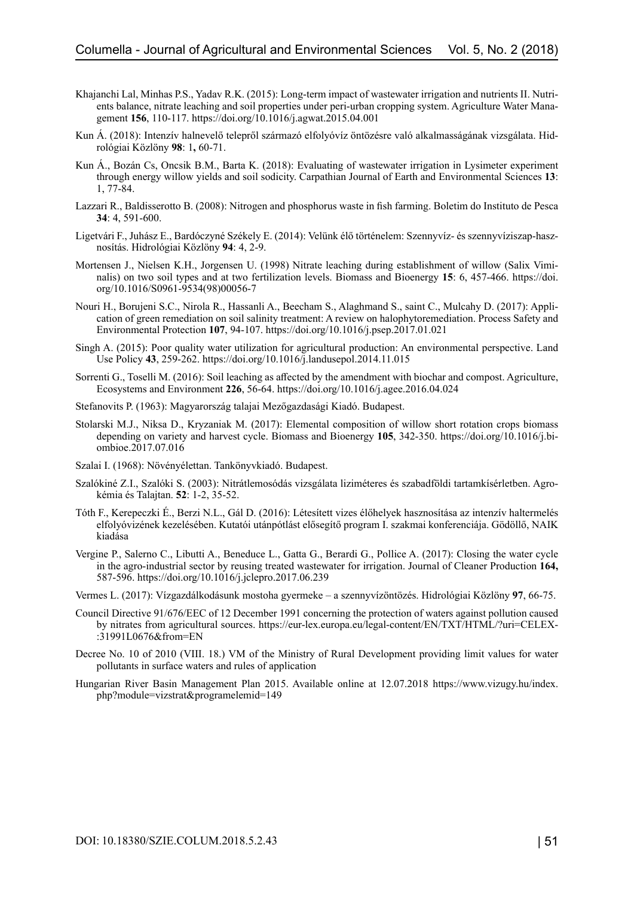Khajanchi Lal, Minhas P.S., Yadav R.K. (2015): Long-term impact of wastewater irrigation and nutrients II. Nutrients balance, nitrate leaching and soil properties under peri-urban cropping system. Agriculture Water Management **156**, 110-117. https://doi.org/10.1016/j.agwat.2015.04.001

Kun Á. (2018): Intenzív halnevelő telepről származó elfolyóvíz öntözésre való alkalmasságának vizsgálata. Hidrológiai Közlöny **98**: 1**,** 60-71.

Kun Á., Bozán Cs, Oncsik B.M., Barta K. (2018): Evaluating of wastewater irrigation in Lysimeter experiment through energy willow yields and soil sodicity. Carpathian Journal of Earth and Environmental Sciences **13**: 1, 77-84.

Lazzari R., Baldisserotto B. (2008): Nitrogen and phosphorus waste in fish farming. Boletim do Instituto de Pesca **34**: 4, 591-600.

Ligetvári F., Juhász E., Bardóczyné Székely E. (2014): Velünk élő történelem: Szennyvíz- és szennyvíziszap-hasznosítás. Hidrológiai Közlöny **94**: 4, 2-9.

Mortensen J., Nielsen K.H., Jorgensen U. (1998) Nitrate leaching during establishment of willow (Salix Viminalis) on two soil types and at two fertilization levels. Biomass and Bioenergy **15**: 6, 457-466. https://doi.org/10.1016/S0961-9534(98)00056-7

Nouri H., Borujeni S.C., Nirola R., Hassanli A., Beecham S., Alaghmand S., saint C., Mulcahy D. (2017): Application of green remediation on soil salinity treatment: A review on halophytoremediation. Process Safety and Environmental Protection **107**, 94-107. https://doi.org/10.1016/j.psep.2017.01.021

Singh A. (2015): Poor quality water utilization for agricultural production: An environmental perspective. Land Use Policy **43**, 259-262. https://doi.org/10.1016/j.landusepol.2014.11.015

Sorrenti G., Toselli M. (2016): Soil leaching as affected by the amendment with biochar and compost. Agriculture, Ecosystems and Environment **226**, 56-64. https://doi.org/10.1016/j.agee.2016.04.024

Stefanovits P. (1963): Magyarország talajai Mezőgazdasági Kiadó. Budapest.

Stolarski M.J., Niksa D., Kryzaniak M. (2017): Elemental composition of willow short rotation crops biomass depending on variety and harvest cycle. Biomass and Bioenergy **105**, 342-350. https://doi.org/10.1016/j.biombioe.2017.07.016

Szalai I. (1968): Növényélettan. Tankönyvkiadó. Budapest.

Szalókiné Z.I., Szalóki S. (2003): Nitrátlemosódás vizsgálata liziméteres és szabadföldi tartamkísérletben. Agrokémia és Talajtan. **52**: 1-2, 35-52.

Tóth F., Kerepeczki É., Berzi N.L., Gál D. (2016): Létesített vizes élőhelyek hasznosítása az intenzív haltermelés elfolyóvizének kezelésében. Kutatói utánpótlást elősegítő program I. szakmai konferenciája. Gödöllő, NAIK kiadása

Vergine P., Salerno C., Libutti A., Beneduce L., Gatta G., Berardi G., Pollice A. (2017): Closing the water cycle in the agro-industrial sector by reusing treated wastewater for irrigation. Journal of Cleaner Production **164,** 587-596. https://doi.org/10.1016/j.jclepro.2017.06.239

Vermes L. (2017): Vízgazdálkodásunk mostoha gyermeke – a szennyvízöntözés. Hidrológiai Közlöny **97**, 66-75.

Council Directive 91/676/EEC of 12 December 1991 concerning the protection of waters against pollution caused by nitrates from agricultural sources. https://eur-lex.europa.eu/legal-content/EN/TXT/HTML/?uri=CELEX:31991L0676&from=EN

Decree No. 10 of 2010 (VIII. 18.) VM of the Ministry of Rural Development providing limit values for water pollutants in surface waters and rules of application

Hungarian River Basin Management Plan 2015. Available online at 12.07.2018 https://www.vizugy.hu/index.php?module=vizstrat&programelemid=149